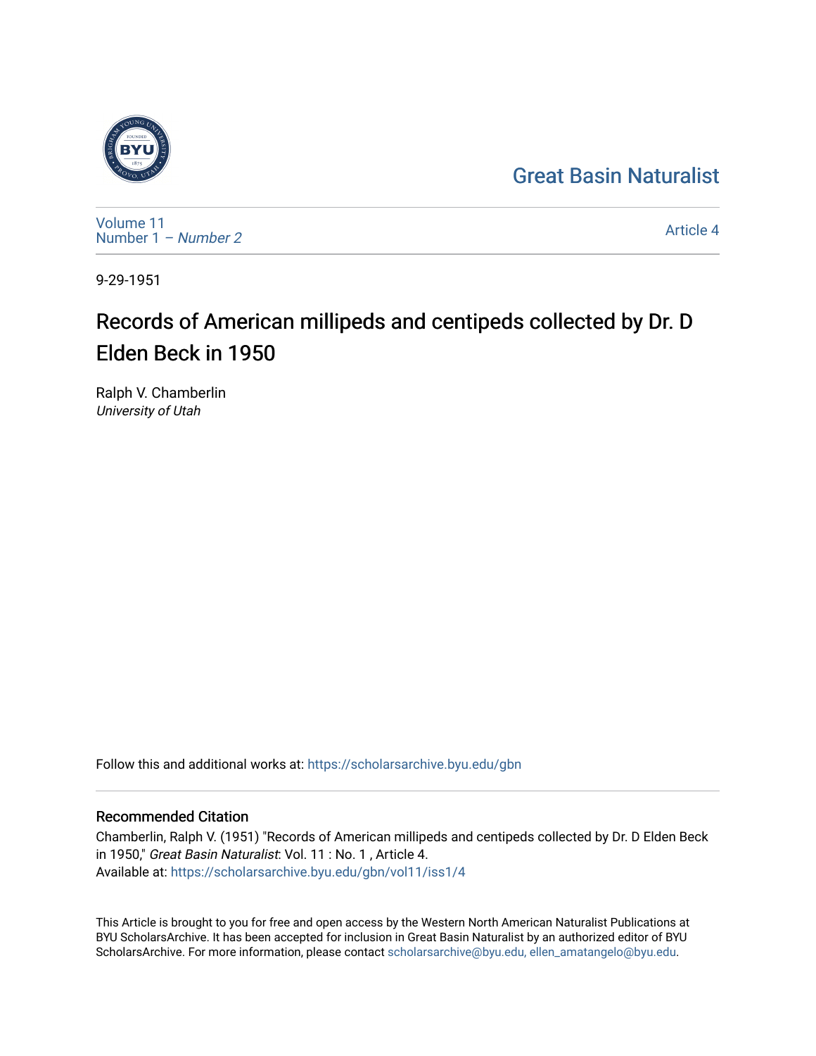Great Basin Naturalist

Volume 11
Number 1 – *Number 2*

Article 4

9-29-1951

# Records of American millipeds and centipeds collected by Dr. D Elden Beck in 1950

Ralph V. Chamberlin
*University of Utah*

Follow this and additional works at: https://scholarsarchive.byu.edu/gbn

## Recommended Citation

Chamberlin, Ralph V. (1951) "Records of American millipeds and centipeds collected by Dr. D Elden Beck in 1950," *Great Basin Naturalist*: Vol. 11 : No. 1 , Article 4.
Available at: https://scholarsarchive.byu.edu/gbn/vol11/iss1/4

This Article is brought to you for free and open access by the Western North American Naturalist Publications at BYU ScholarsArchive. It has been accepted for inclusion in Great Basin Naturalist by an authorized editor of BYU ScholarsArchive. For more information, please contact scholarsarchive@byu.edu, ellen_amatangelo@byu.edu.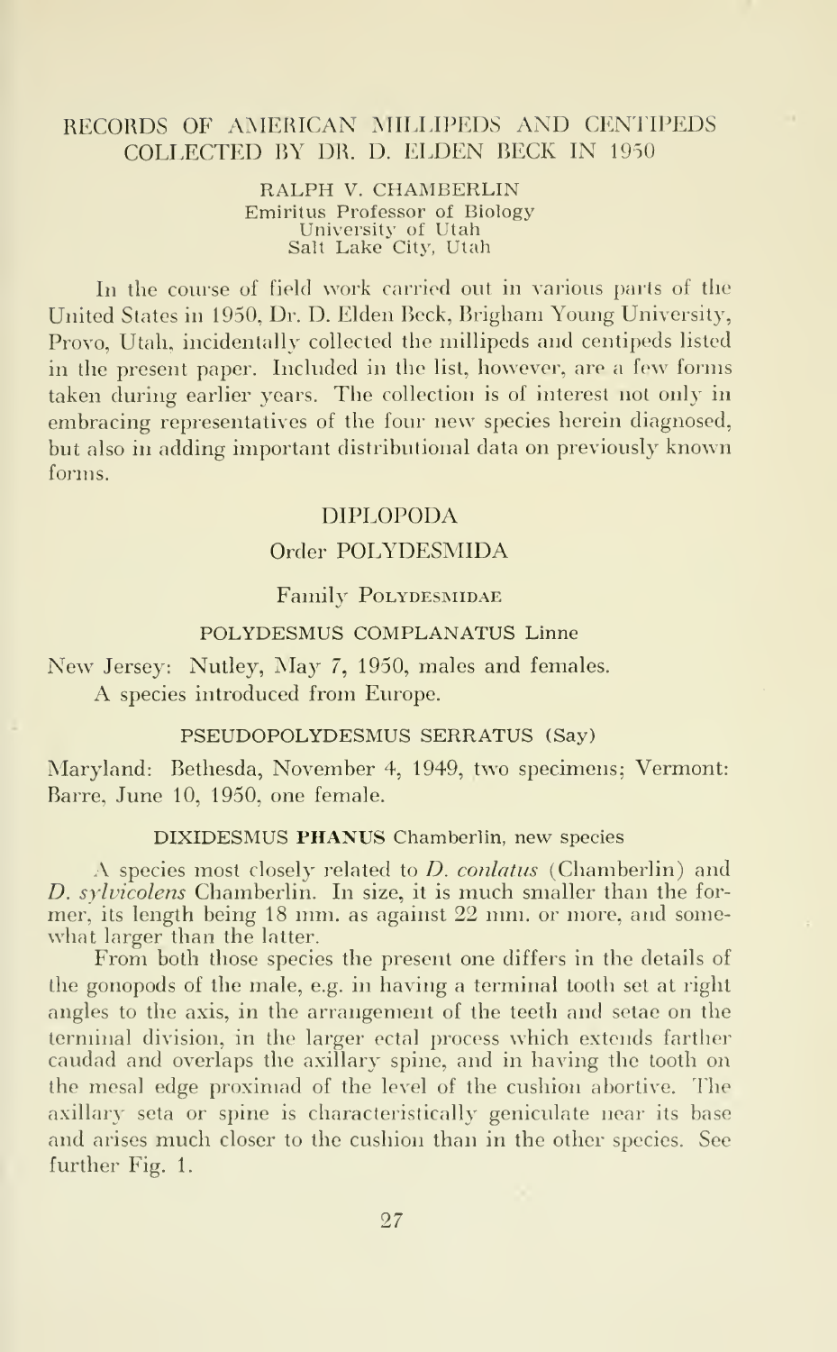# RECORDS OF AMERICAN MILLIPEDS AND CENTIPEDS COLLECTED BY DR. D. ELDEN BECK IN 1950

RALPH V. CHAMBERLIN
Emiritus Professor of Biology
University of Utah
Salt Lake City, Utah

In the course of field work carried out in various parts of the United States in 1950, Dr. D. Elden Beck, Brigham Young University, Provo, Utah, incidentally collected the millipeds and centipeds listed in the present paper. Included in the list, however, are a few forms taken during earlier years. The collection is of interest not only in embracing representatives of the four new species herein diagnosed, but also in adding important distributional data on previously known forms.

## DIPLOPODA

### Order POLYDESMIDA

#### Family Polydesmidae

##### POLYDESMUS COMPLANATUS Linne

New Jersey: Nutley, May 7, 1950, males and females.

A species introduced from Europe.

##### PSEUDOPOLYDESMUS SERRATUS (Say)

Maryland: Bethesda, November 4, 1949, two specimens; Vermont: Barre, June 10, 1950, one female.

##### DIXIDESMUS **PHANUS** Chamberlin, new species

A species most closely related to *D. conlatus* (Chamberlin) and *D. sylvicolens* Chamberlin. In size, it is much smaller than the former, its length being 18 mm. as against 22 mm. or more, and somewhat larger than the latter.

From both those species the present one differs in the details of the gonopods of the male, e.g. in having a terminal tooth set at right angles to the axis, in the arrangement of the teeth and setae on the terminal division, in the larger ectal process which extends farther caudad and overlaps the axillary spine, and in having the tooth on the mesal edge proximad of the level of the cushion abortive. The axillary seta or spine is characteristically geniculate near its base and arises much closer to the cushion than in the other species. See further Fig. 1.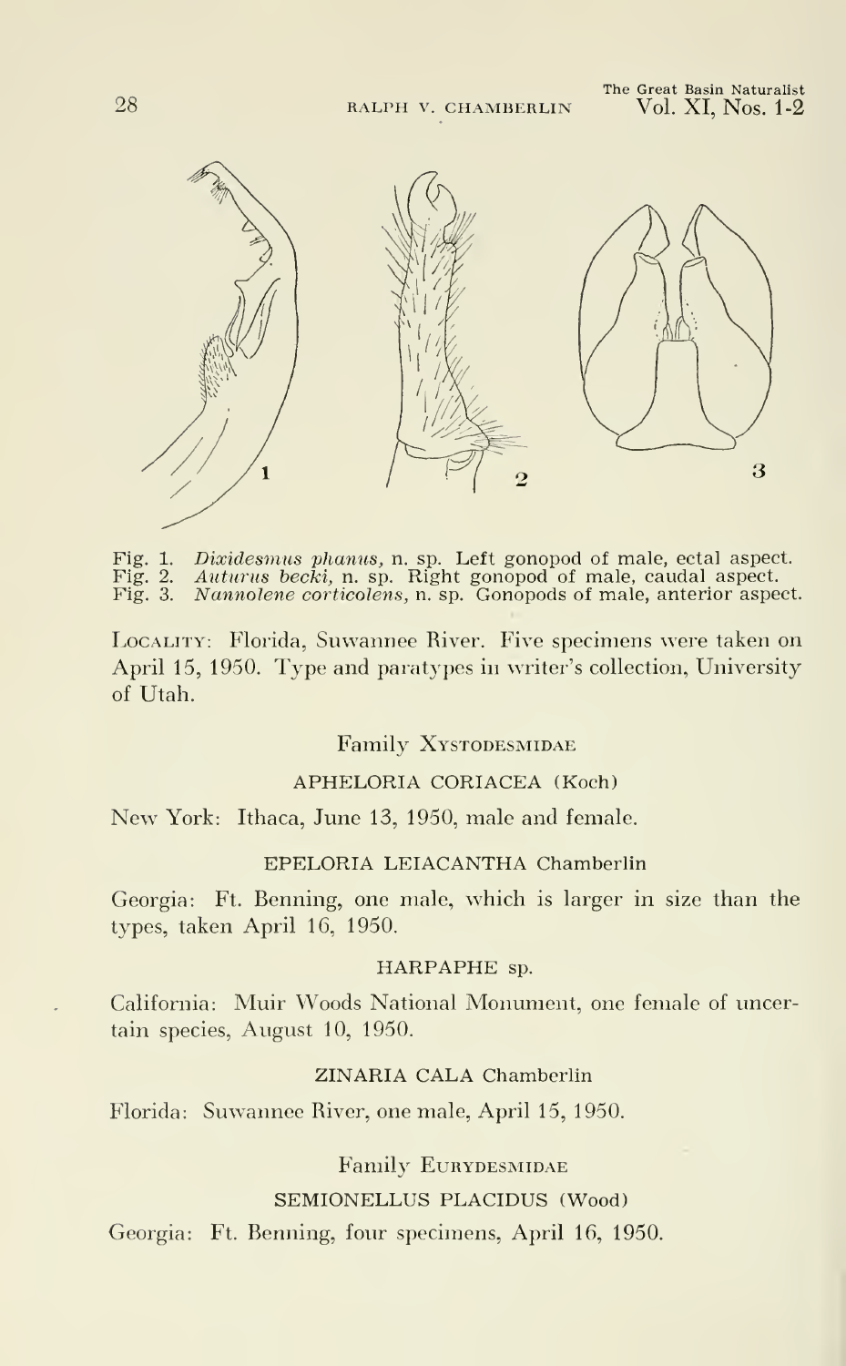Fig. 1. *Dixidesmus phanus*, n. sp. Left gonopod of male, ectal aspect.
Fig. 2. *Auturus becki*, n. sp. Right gonopod of male, caudal aspect.
Fig. 3. *Nannolene corticolens*, n. sp. Gonopods of male, anterior aspect.

LOCALITY: Florida, Suwannee River. Five specimens were taken on April 15, 1950. Type and paratypes in writer's collection, University of Utah.

## Family XYSTODESMIDAE

### APHELORIA CORIACEA (Koch)

New York: Ithaca, June 13, 1950, male and female.

### EPELORIA LEIACANTHA Chamberlin

Georgia: Ft. Benning, one male, which is larger in size than the types, taken April 16, 1950.

### HARPAPHE sp.

California: Muir Woods National Monument, one female of uncertain species, August 10, 1950.

### ZINARIA CALA Chamberlin

Florida: Suwannee River, one male, April 15, 1950.

## Family EURYDESMIDAE

### SEMIONELLUS PLACIDUS (Wood)

Georgia: Ft. Benning, four specimens, April 16, 1950.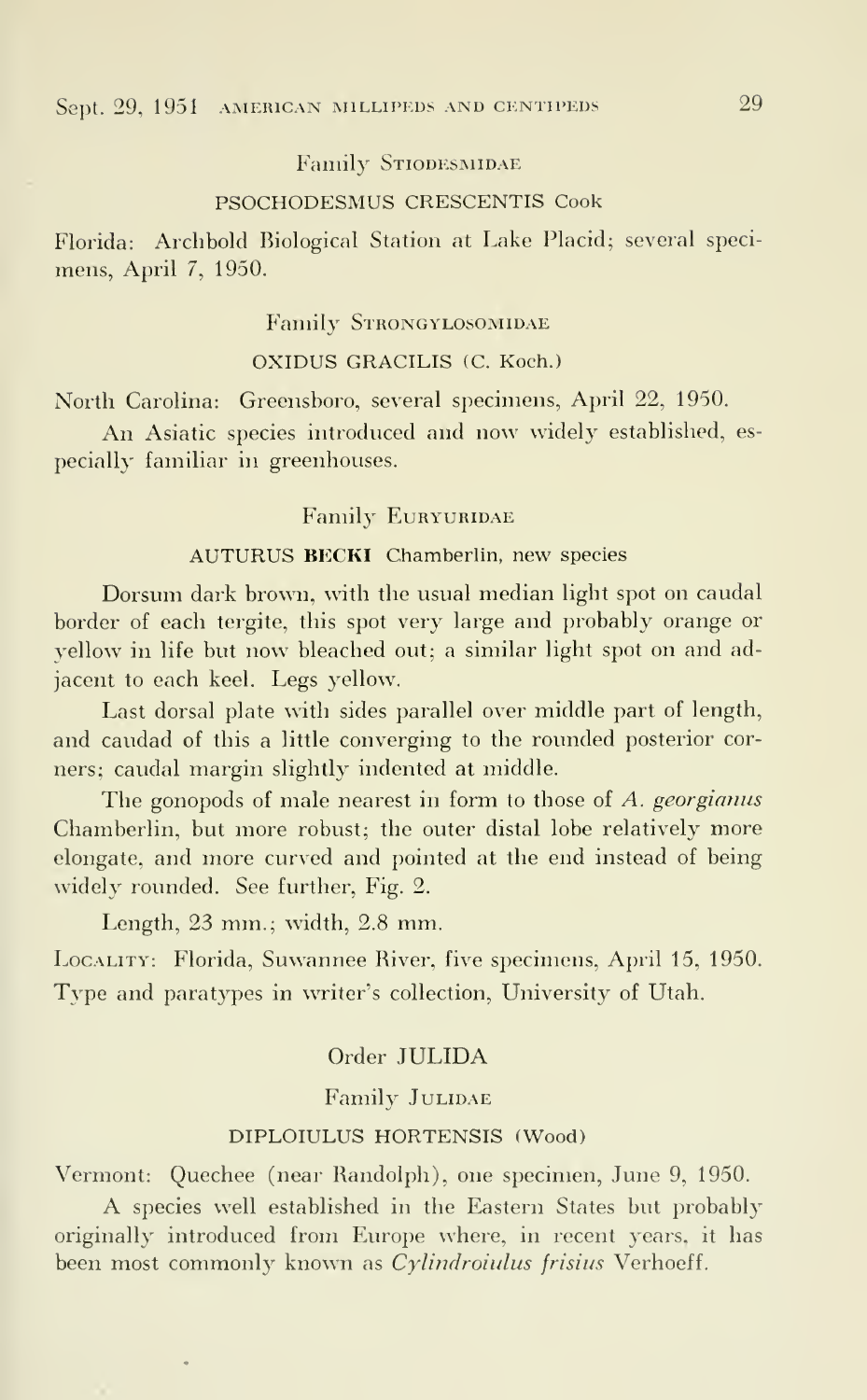### Family Stiodesmidae

#### PSOCHODESMUS CRESCENTIS Cook

Florida: Archbold Biological Station at Lake Placid; several specimens, April 7, 1950.

### Family Strongylosomidae

#### OXIDUS GRACILIS (C. Koch.)

North Carolina: Greensboro, several specimens, April 22, 1950.

An Asiatic species introduced and now widely established, especially familiar in greenhouses.

### Family Euryuridae

#### AUTURUS **BECKI** Chamberlin, new species

Dorsum dark brown, with the usual median light spot on caudal border of each tergite, this spot very large and probably orange or yellow in life but now bleached out; a similar light spot on and adjacent to each keel. Legs yellow.

Last dorsal plate with sides parallel over middle part of length, and caudad of this a little converging to the rounded posterior corners; caudal margin slightly indented at middle.

The gonopods of male nearest in form to those of *A. georgianus* Chamberlin, but more robust; the outer distal lobe relatively more elongate, and more curved and pointed at the end instead of being widely rounded. See further, Fig. 2.

Length, 23 mm.; width, 2.8 mm.

Locality: Florida, Suwannee River, five specimens, April 15, 1950. Type and paratypes in writer's collection, University of Utah.

## Order JULIDA

### Family Julidae

#### DIPLOIULUS HORTENSIS (Wood)

Vermont: Quechee (near Randolph), one specimen, June 9, 1950.

A species well established in the Eastern States but probably originally introduced from Europe where, in recent years, it has been most commonly known as *Cylindroiulus frisius* Verhoeff.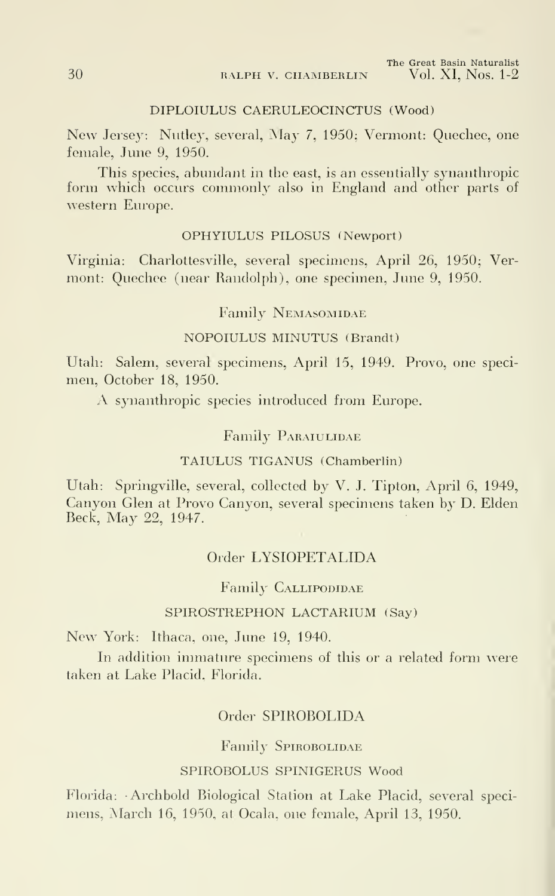DIPLOIULUS CAERULEOCINCTUS (Wood)

New Jersey: Nutley, several, May 7, 1950; Vermont: Quechee, one female, June 9, 1950.

This species, abundant in the east, is an essentially synanthropic form which occurs commonly also in England and other parts of western Europe.

OPHYIULUS PILOSUS (Newport)

Virginia: Charlottesville, several specimens, April 26, 1950; Vermont: Quechee (near Randolph), one specimen, June 9, 1950.

Family NEMASOMIDAE

NOPOIULUS MINUTUS (Brandt)

Utah: Salem, several specimens, April 15, 1949. Provo, one specimen, October 18, 1950.

A synanthropic species introduced from Europe.

Family PARAIULIDAE

TAIULUS TIGANUS (Chamberlin)

Utah: Springville, several, collected by V. J. Tipton, April 6, 1949, Canyon Glen at Provo Canyon, several specimens taken by D. Elden Beck, May 22, 1947.

## Order LYSIOPETALIDA

Family CALLIPODIDAE

SPIROSTREPHON LACTARIUM (Say)

New York: Ithaca, one, June 19, 1940.

In addition immature specimens of this or a related form were taken at Lake Placid, Florida.

## Order SPIROBOLIDA

Family SPIROBOLIDAE

SPIROBOLUS SPINIGERUS Wood

Florida: Archbold Biological Station at Lake Placid, several specimens, March 16, 1950, at Ocala, one female, April 13, 1950.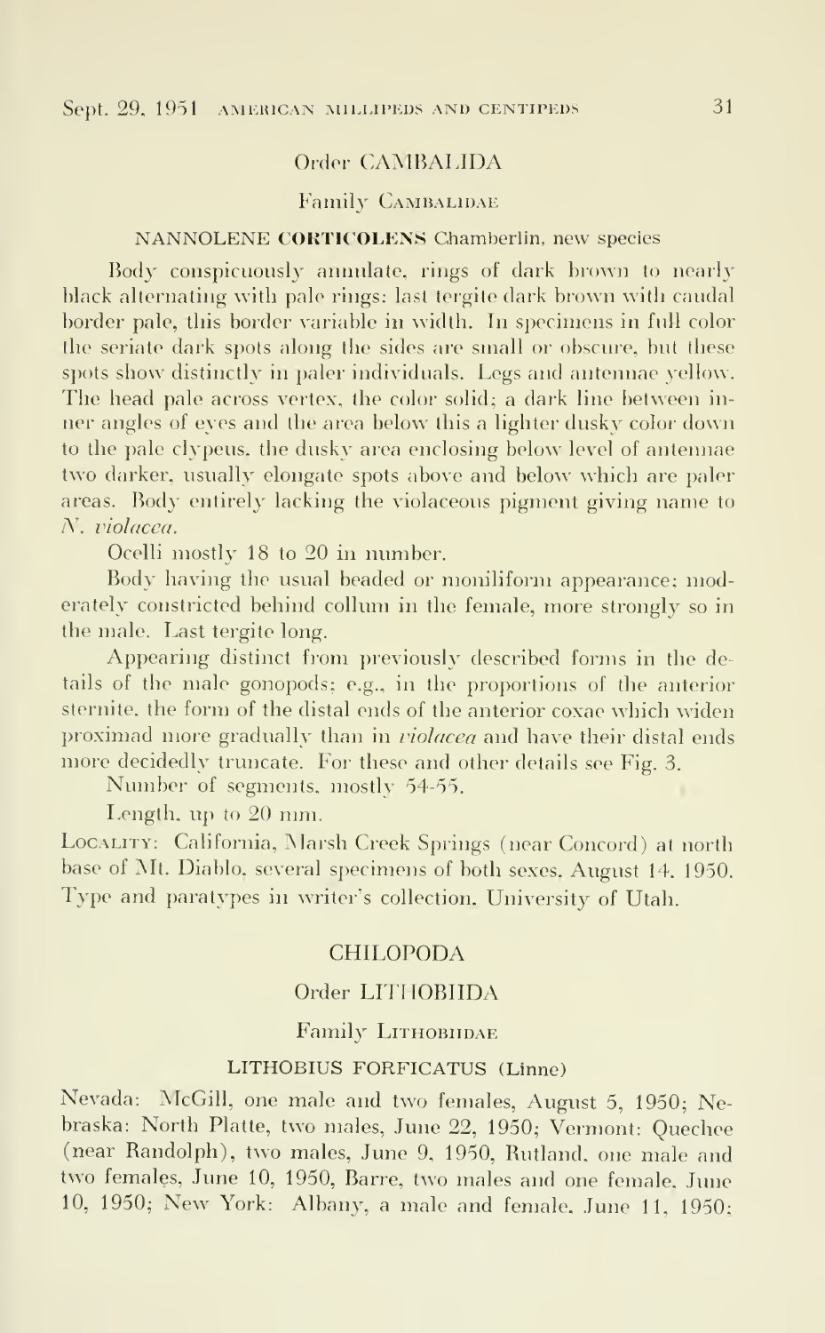## Order CAMBALIDA

### Family Cambalidae

#### NANNOLENE CORTICOLENS Chamberlin, new species

Body conspicuously annulate, rings of dark brown to nearly black alternating with pale rings: last tergite dark brown with caudal border pale, this border variable in width. In specimens in full color the seriate dark spots along the sides are small or obscure, but these spots show distinctly in paler individuals. Legs and antennae yellow. The head pale across vertex, the color solid; a dark line between inner angles of eyes and the area below this a lighter dusky color down to the pale clypeus, the dusky area enclosing below level of antennae two darker, usually elongate spots above and below which are paler areas. Body entirely lacking the violaceous pigment giving name to *N. violacea*.

Ocelli mostly 18 to 20 in number.

Body having the usual beaded or moniliform appearance; moderately constricted behind collum in the female, more strongly so in the male. Last tergite long.

Appearing distinct from previously described forms in the details of the male gonopods; e.g., in the proportions of the anterior sternite, the form of the distal ends of the anterior coxae which widen proximad more gradually than in *violacea* and have their distal ends more decidedly truncate. For these and other details see Fig. 3.

Number of segments, mostly 54-55.

Length, up to 20 mm.

Locality: California, Marsh Creek Springs (near Concord) at north base of Mt. Diablo, several specimens of both sexes, August 14, 1950. Type and paratypes in writer's collection, University of Utah.

## CHILOPODA

## Order LITHOBIIDA

### Family Lithobiidae

#### LITHOBIUS FORFICATUS (Linne)

Nevada: McGill, one male and two females, August 5, 1950; Nebraska: North Platte, two males, June 22, 1950; Vermont: Quechee (near Randolph), two males, June 9, 1950, Rutland, one male and two females, June 10, 1950, Barre, two males and one female, June 10, 1950; New York: Albany, a male and female, June 11, 1950;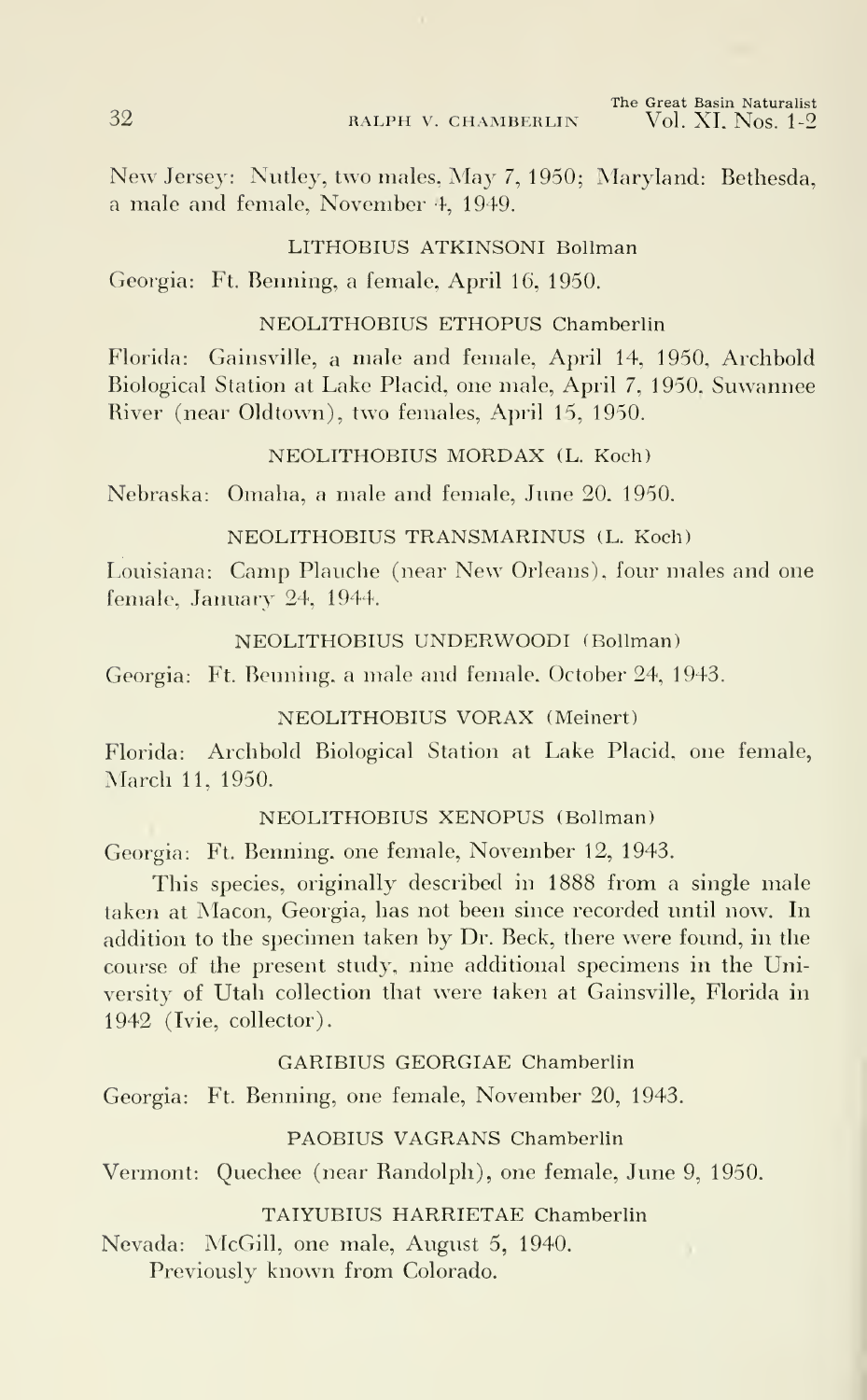New Jersey: Nutley, two males, May 7, 1950; Maryland: Bethesda, a male and female, November 4, 1949.

### LITHOBIUS ATKINSONI Bollman

Georgia: Ft. Benning, a female, April 16, 1950.

### NEOLITHOBIUS ETHOPUS Chamberlin

Florida: Gainsville, a male and female, April 14, 1950, Archbold Biological Station at Lake Placid, one male, April 7, 1950, Suwannee River (near Oldtown), two females, April 15, 1950.

### NEOLITHOBIUS MORDAX (L. Koch)

Nebraska: Omaha, a male and female, June 20, 1950.

### NEOLITHOBIUS TRANSMARINUS (L. Koch)

Louisiana: Camp Plauche (near New Orleans), four males and one female, January 24, 1944.

### NEOLITHOBIUS UNDERWOODI (Bollman)

Georgia: Ft. Benning, a male and female, October 24, 1943.

### NEOLITHOBIUS VORAX (Meinert)

Florida: Archbold Biological Station at Lake Placid, one female, March 11, 1950.

### NEOLITHOBIUS XENOPUS (Bollman)

Georgia: Ft. Benning, one female, November 12, 1943.

This species, originally described in 1888 from a single male taken at Macon, Georgia, has not been since recorded until now. In addition to the specimen taken by Dr. Beck, there were found, in the course of the present study, nine additional specimens in the University of Utah collection that were taken at Gainsville, Florida in 1942 (Ivie, collector).

### GARIBIUS GEORGIAE Chamberlin

Georgia: Ft. Benning, one female, November 20, 1943.

### PAOBIUS VAGRANS Chamberlin

Vermont: Quechee (near Randolph), one female, June 9, 1950.

### TAIYUBIUS HARRIETAE Chamberlin

Nevada: McGill, one male, August 5, 1940.
Previously known from Colorado.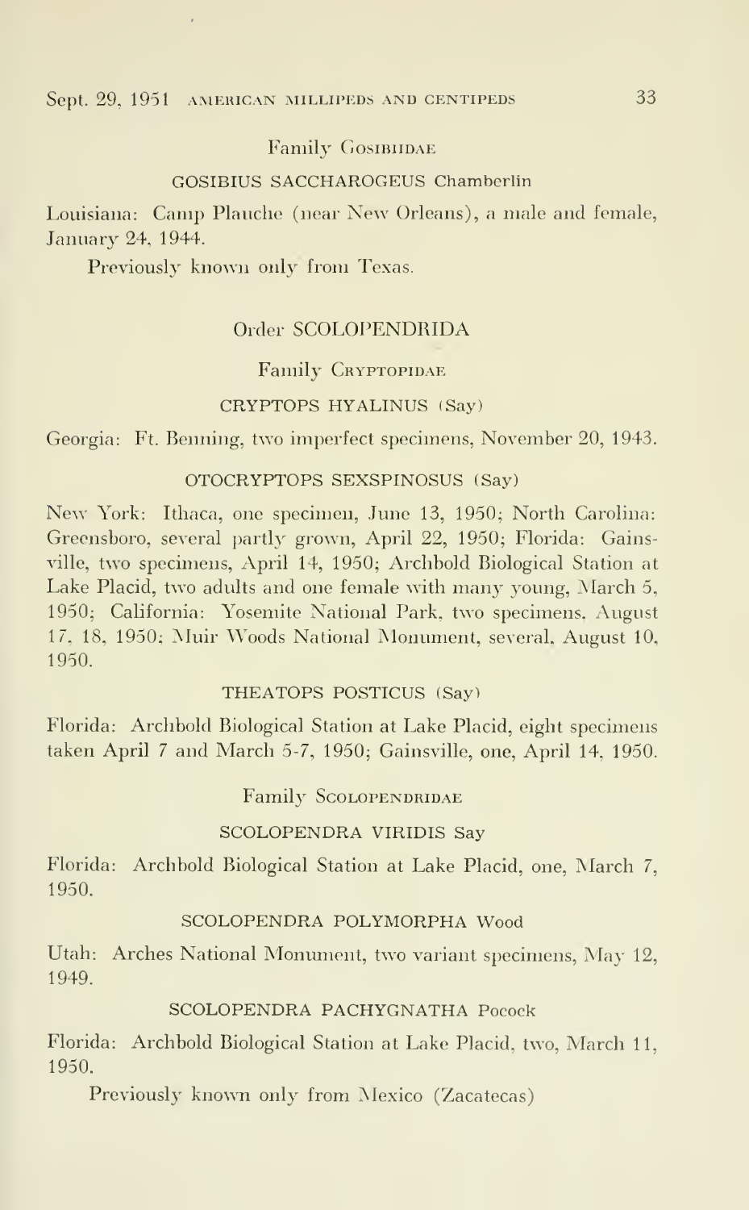## Family Gosibiidae

### GOSIBIUS SACCHAROGEUS Chamberlin

Louisiana: Camp Plauche (near New Orleans), a male and female, January 24, 1944.

Previously known only from Texas.

## Order SCOLOPENDRIDA

## Family Cryptopidae

### CRYPTOPS HYALINUS (Say)

Georgia: Ft. Benning, two imperfect specimens, November 20, 1943.

### OTOCRYPTOPS SEXSPINOSUS (Say)

New York: Ithaca, one specimen, June 13, 1950; North Carolina: Greensboro, several partly grown, April 22, 1950; Florida: Gainsville, two specimens, April 14, 1950; Archbold Biological Station at Lake Placid, two adults and one female with many young, March 5, 1950; California: Yosemite National Park, two specimens, August 17, 18, 1950; Muir Woods National Monument, several, August 10, 1950.

### THEATOPS POSTICUS (Say)

Florida: Archbold Biological Station at Lake Placid, eight specimens taken April 7 and March 5-7, 1950; Gainsville, one, April 14, 1950.

## Family Scolopendridae

### SCOLOPENDRA VIRIDIS Say

Florida: Archbold Biological Station at Lake Placid, one, March 7, 1950.

### SCOLOPENDRA POLYMORPHA Wood

Utah: Arches National Monument, two variant specimens, May 12, 1949.

### SCOLOPENDRA PACHYGNATHA Pocock

Florida: Archbold Biological Station at Lake Placid, two, March 11, 1950.

Previously known only from Mexico (Zacatecas)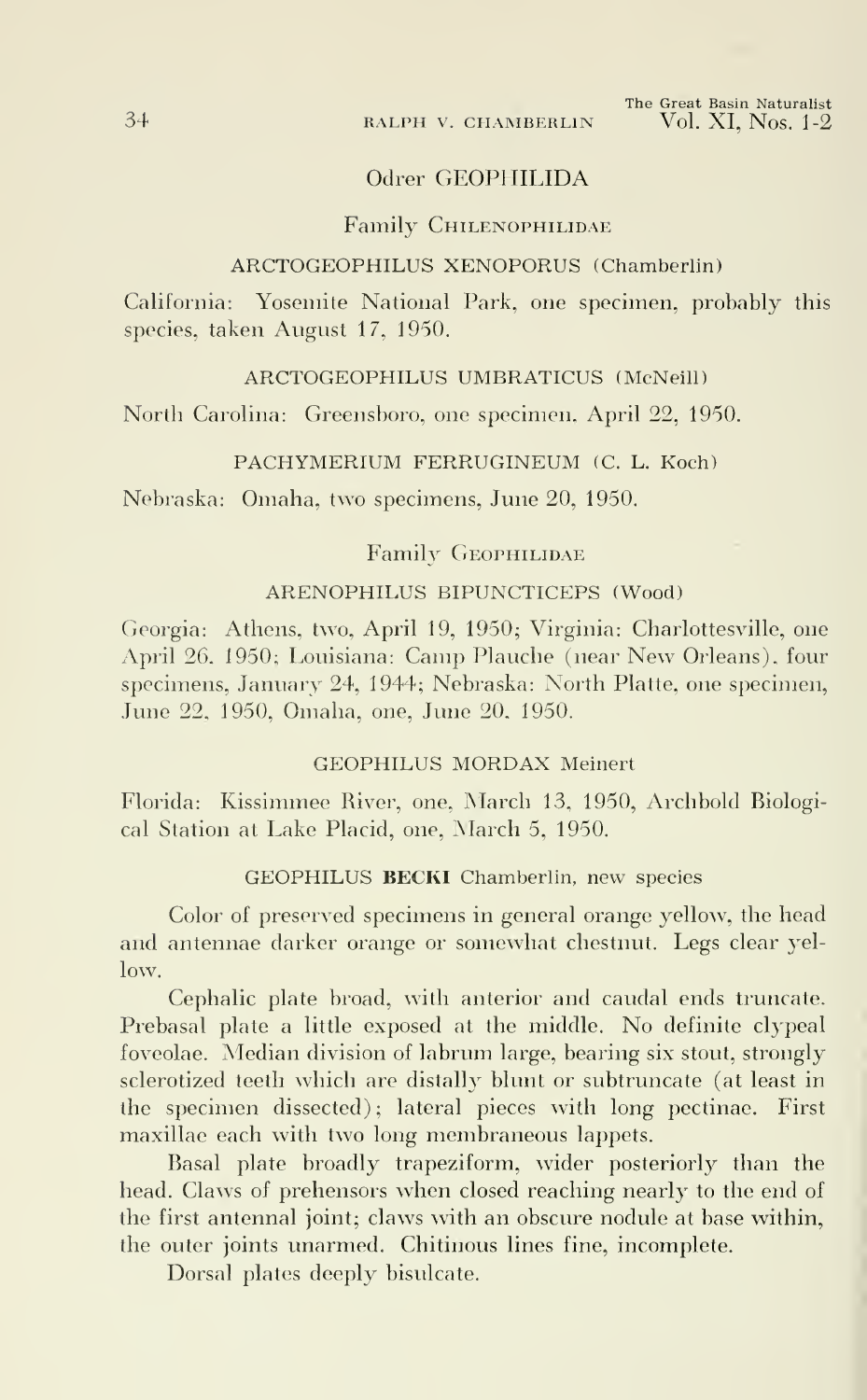## Odrer GEOPHILIDA

### Family Chilenophilidae

#### ARCTOGEOPHILUS XENOPORUS (Chamberlin)

California: Yosemite National Park, one specimen, probably this species, taken August 17, 1950.

#### ARCTOGEOPHILUS UMBRATICUS (McNeill)

North Carolina: Greensboro, one specimen. April 22, 1950.

#### PACHYMERIUM FERRUGINEUM (C. L. Koch)

Nebraska: Omaha, two specimens, June 20, 1950.

### Family Geophilidae

#### ARENOPHILUS BIPUNCTICEPS (Wood)

Georgia: Athens, two, April 19, 1950; Virginia: Charlottesville, one April 26, 1950; Louisiana: Camp Plauche (near New Orleans), four specimens, January 24, 1944; Nebraska: North Platte, one specimen, June 22, 1950, Omaha, one, June 20, 1950.

#### GEOPHILUS MORDAX Meinert

Florida: Kissimmee River, one, March 13, 1950, Archbold Biological Station at Lake Placid, one, March 5, 1950.

#### GEOPHILUS **BECKI** Chamberlin, new species

Color of preserved specimens in general orange yellow, the head and antennae darker orange or somewhat chestnut. Legs clear yellow.

Cephalic plate broad, with anterior and caudal ends truncate. Prebasal plate a little exposed at the middle. No definite clypeal foveolae. Median division of labrum large, bearing six stout, strongly sclerotized teeth which are distally blunt or subtruncate (at least in the specimen dissected); lateral pieces with long pectinae. First maxillae each with two long membraneous lappets.

Basal plate broadly trapeziform, wider posteriorly than the head. Claws of prehensors when closed reaching nearly to the end of the first antennal joint; claws with an obscure nodule at base within, the outer joints unarmed. Chitinous lines fine, incomplete.

Dorsal plates deeply bisulcate.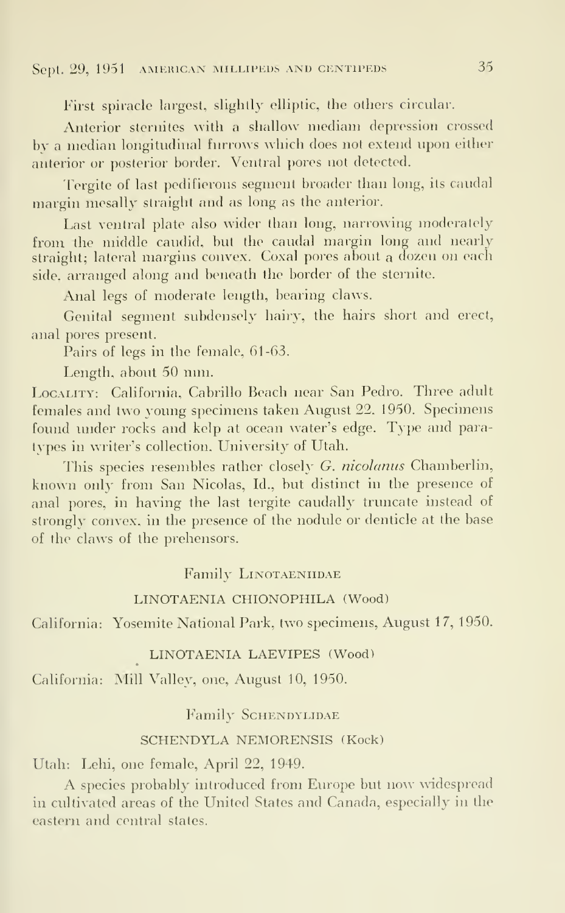First spiracle largest, slightly elliptic, the others circular.

Anterior sternites with a shallow median depression crossed by a median longitudinal furrows which does not extend upon either anterior or posterior border. Ventral pores not detected.

Tergite of last pedifierous segment broader than long, its caudal margin mesally straight and as long as the anterior.

Last ventral plate also wider than long, narrowing moderately from the middle caudid, but the caudal margin long and nearly straight; lateral margins convex. Coxal pores about a dozen on each side, arranged along and beneath the border of the sternite.

Anal legs of moderate length, bearing claws.

Genital segment subdensely hairy, the hairs short and erect, anal pores present.

Pairs of legs in the female, 61-63.

Length, about 50 mm.

LOCALITY: California, Cabrillo Beach near San Pedro. Three adult females and two young specimens taken August 22, 1950. Specimens found under rocks and kelp at ocean water's edge. Type and paratypes in writer's collection. University of Utah.

This species resembles rather closely *G. nicolanus* Chamberlin, known only from San Nicolas, Id., but distinct in the presence of anal pores, in having the last tergite caudally truncate instead of strongly convex, in the presence of the nodule or denticle at the base of the claws of the prehensors.

## Family LINOTAENIIDAE

### LINOTAENIA CHIONOPHILA (Wood)

California: Yosemite National Park, two specimens, August 17, 1950.

### LINOTAENIA LAEVIPES (Wood)

California: Mill Valley, one, August 10, 1950.

## Family SCHENDYLIDAE

### SCHENDYLA NEMORENSIS (Kock)

Utah: Lehi, one female, April 22, 1949.

A species probably introduced from Europe but now widespread in cultivated areas of the United States and Canada, especially in the eastern and central states.